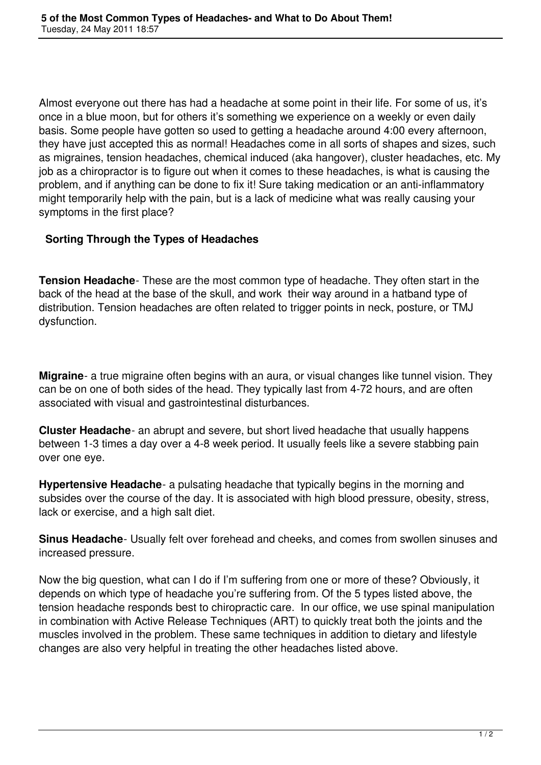# 5 of the Most Common Types of Headaches- and What to Do About Them!

Tuesday, 24 May 2011 18:57

Almost everyone out there has had a headache at some point in their life. For some of us, it's once in a blue moon, but for others it's something we experience on a weekly or even daily basis. Some people have gotten so used to getting a headache around 4:00 every afternoon, they have just accepted this as normal! Headaches come in all sorts of shapes and sizes, such as migraines, tension headaches, chemical induced (aka hangover), cluster headaches, etc. My job as a chiropractor is to figure out when it comes to these headaches, is what is causing the problem, and if anything can be done to fix it! Sure taking medication or an anti-inflammatory might temporarily help with the pain, but is a lack of medicine what was really causing your symptoms in the first place?

## Sorting Through the Types of Headaches

**Tension Headache**- These are the most common type of headache. They often start in the back of the head at the base of the skull, and work their way around in a hatband type of distribution. Tension headaches are often related to trigger points in neck, posture, or TMJ dysfunction.

**Migraine**- a true migraine often begins with an aura, or visual changes like tunnel vision. They can be on one of both sides of the head. They typically last from 4-72 hours, and are often associated with visual and gastrointestinal disturbances.

**Cluster Headache**- an abrupt and severe, but short lived headache that usually happens between 1-3 times a day over a 4-8 week period. It usually feels like a severe stabbing pain over one eye.

**Hypertensive Headache**- a pulsating headache that typically begins in the morning and subsides over the course of the day. It is associated with high blood pressure, obesity, stress, lack or exercise, and a high salt diet.

**Sinus Headache**- Usually felt over forehead and cheeks, and comes from swollen sinuses and increased pressure.

Now the big question, what can I do if I'm suffering from one or more of these? Obviously, it depends on which type of headache you're suffering from. Of the 5 types listed above, the tension headache responds best to chiropractic care. In our office, we use spinal manipulation in combination with Active Release Techniques (ART) to quickly treat both the joints and the muscles involved in the problem. These same techniques in addition to dietary and lifestyle changes are also very helpful in treating the other headaches listed above.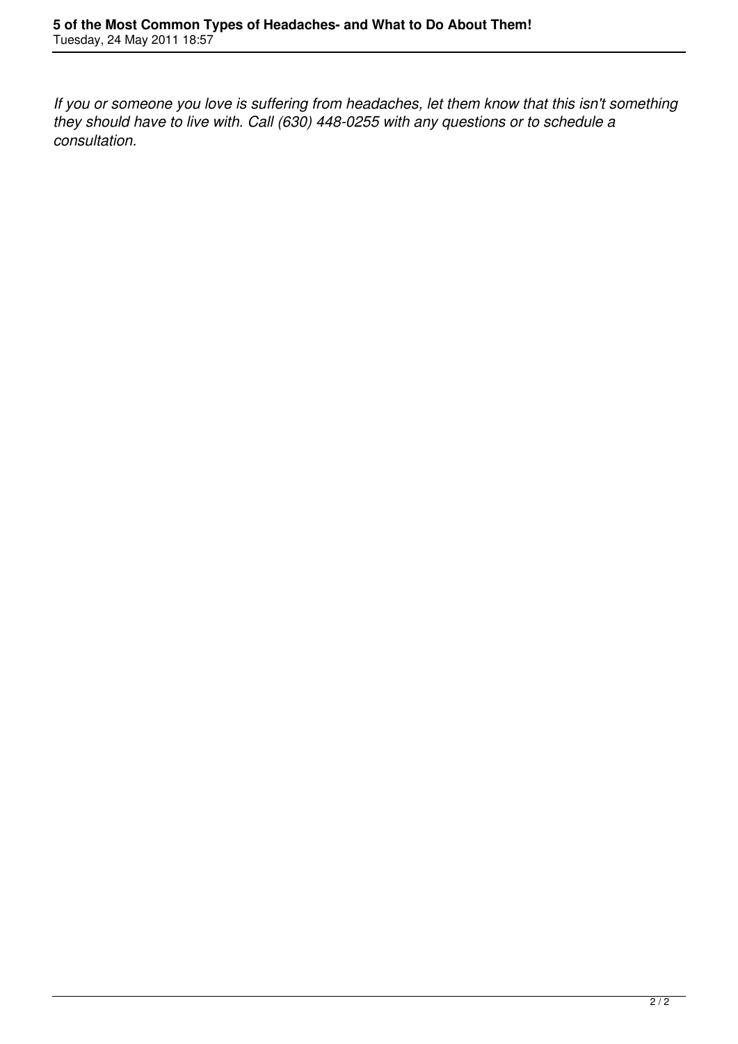*If you or someone you love is suffering from headaches, let them know that this isn't something they should have to live with. Call (630) 448-0255 with any questions or to schedule a consultation.*